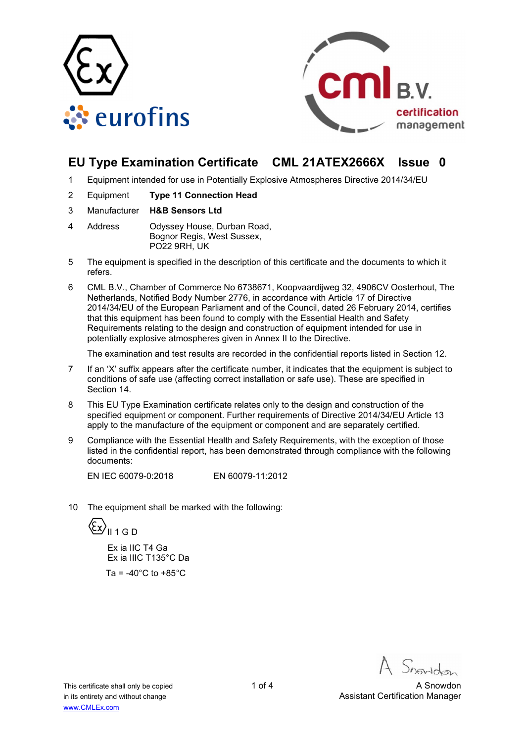# EU Type Examination Certificate CML 21ATEX2666X Issue 0

1. Equipment intended for use in Potentially Explosive Atmospheres Directive 2014/34/EU

2. Equipment **Type 11 Connection Head**

3. Manufacturer **H&B Sensors Ltd**

4. Address Odyssey House, Durban Road,
Bognor Regis, West Sussex,
PO22 9RH, UK

5. The equipment is specified in the description of this certificate and the documents to which it refers.

6. CML B.V., Chamber of Commerce No 6738671, Koopvaardijweg 32, 4906CV Oosterhout, The Netherlands, Notified Body Number 2776, in accordance with Article 17 of Directive 2014/34/EU of the European Parliament and of the Council, dated 26 February 2014, certifies that this equipment has been found to comply with the Essential Health and Safety Requirements relating to the design and construction of equipment intended for use in potentially explosive atmospheres given in Annex II to the Directive.

   The examination and test results are recorded in the confidential reports listed in Section 12.

7. If an 'X' suffix appears after the certificate number, it indicates that the equipment is subject to conditions of safe use (affecting correct installation or safe use). These are specified in Section 14.

8. This EU Type Examination certificate relates only to the design and construction of the specified equipment or component. Further requirements of Directive 2014/34/EU Article 13 apply to the manufacture of the equipment or component and are separately certified.

9. Compliance with the Essential Health and Safety Requirements, with the exception of those listed in the confidential report, has been demonstrated through compliance with the following documents:

   EN IEC 60079-0:2018 EN 60079-11:2012

10. The equipment shall be marked with the following:

    Ex II 1 G D

    Ex ia IIC T4 Ga
    Ex ia IIIC T135°C Da

    Ta = -40°C to +85°C

This certificate shall only be copied in its entirety and without change
www.CMLEx.com

A Snowdon
Assistant Certification Manager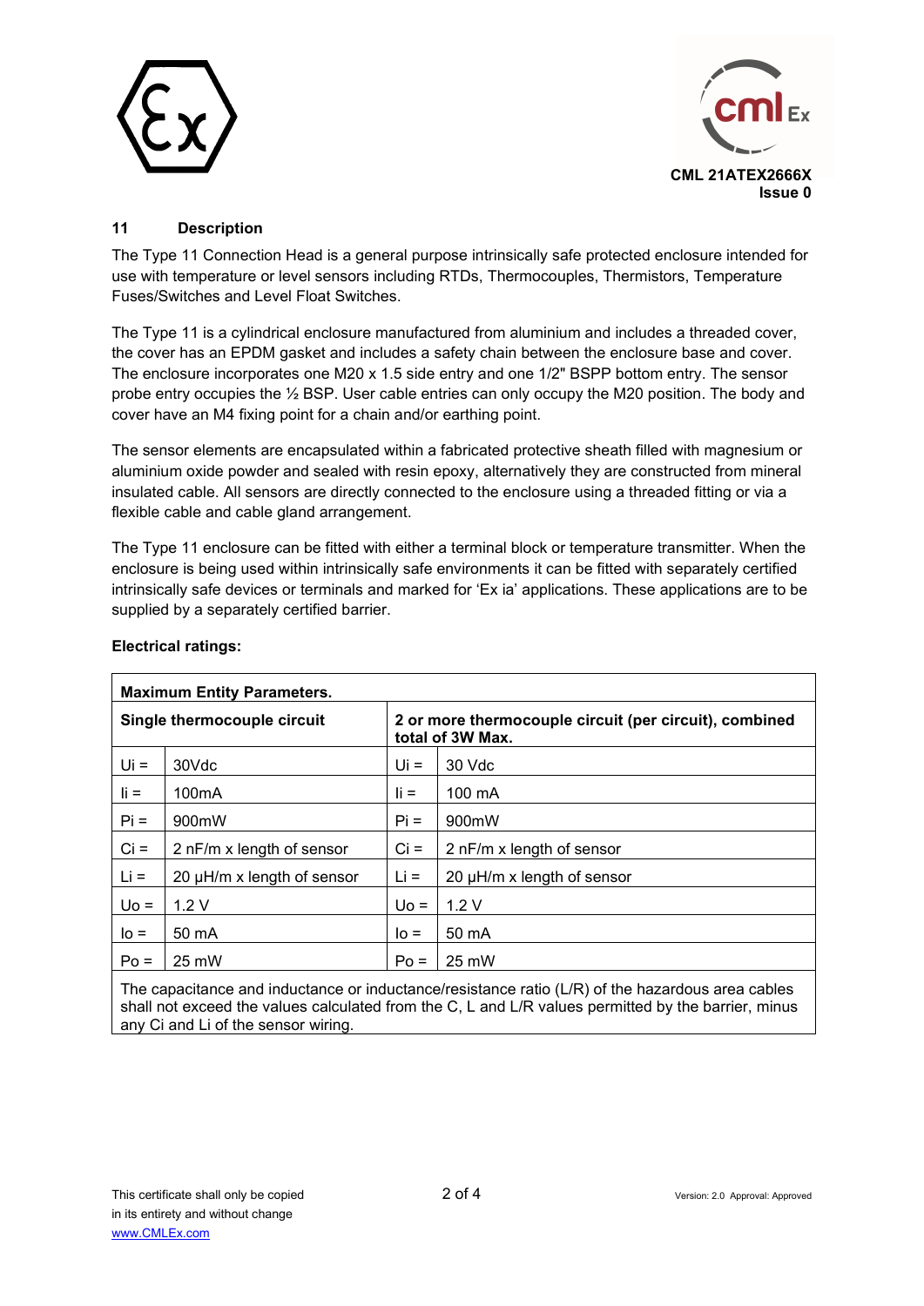CML 21ATEX2666X
Issue 0

## 11 Description

The Type 11 Connection Head is a general purpose intrinsically safe protected enclosure intended for use with temperature or level sensors including RTDs, Thermocouples, Thermistors, Temperature Fuses/Switches and Level Float Switches.

The Type 11 is a cylindrical enclosure manufactured from aluminium and includes a threaded cover, the cover has an EPDM gasket and includes a safety chain between the enclosure base and cover. The enclosure incorporates one M20 x 1.5 side entry and one 1/2" BSPP bottom entry. The sensor probe entry occupies the ½ BSP. User cable entries can only occupy the M20 position. The body and cover have an M4 fixing point for a chain and/or earthing point.

The sensor elements are encapsulated within a fabricated protective sheath filled with magnesium or aluminium oxide powder and sealed with resin epoxy, alternatively they are constructed from mineral insulated cable. All sensors are directly connected to the enclosure using a threaded fitting or via a flexible cable and cable gland arrangement.

The Type 11 enclosure can be fitted with either a terminal block or temperature transmitter. When the enclosure is being used within intrinsically safe environments it can be fitted with separately certified intrinsically safe devices or terminals and marked for 'Ex ia' applications. These applications are to be supplied by a separately certified barrier.

**Electrical ratings:**

| **Maximum Entity Parameters.** | | | |
|---|---|---|---|
| **Single thermocouple circuit** | | **2 or more thermocouple circuit (per circuit), combined total of 3W Max.** | |
| Ui = | 30Vdc | Ui = | 30 Vdc |
| Ii = | 100mA | Ii = | 100 mA |
| Pi = | 900mW | Pi = | 900mW |
| Ci = | 2 nF/m x length of sensor | Ci = | 2 nF/m x length of sensor |
| Li = | 20 µH/m x length of sensor | Li = | 20 µH/m x length of sensor |
| Uo = | 1.2 V | Uo = | 1.2 V |
| Io = | 50 mA | Io = | 50 mA |
| Po = | 25 mW | Po = | 25 mW |
| The capacitance and inductance or inductance/resistance ratio (L/R) of the hazardous area cables shall not exceed the values calculated from the C, L and L/R values permitted by the barrier, minus any Ci and Li of the sensor wiring. | | | |

This certificate shall only be copied in its entirety and without change
www.CMLEx.com

Version: 2.0 Approval: Approved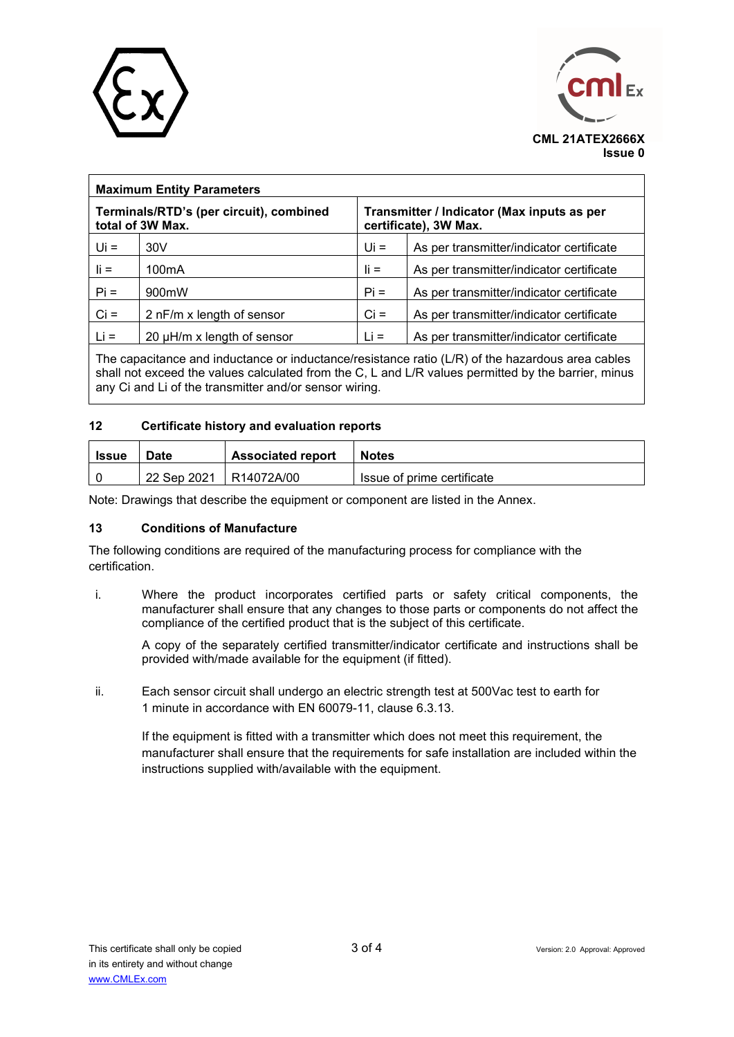CML 21ATEX2666X
Issue 0

| **Maximum Entity Parameters** | | | |
|---|---|---|---|
| **Terminals/RTD's (per circuit), combined total of 3W Max.** | | **Transmitter / Indicator (Max inputs as per certificate), 3W Max.** | |
| Ui = | 30V | Ui = | As per transmitter/indicator certificate |
| Ii = | 100mA | Ii = | As per transmitter/indicator certificate |
| Pi = | 900mW | Pi = | As per transmitter/indicator certificate |
| Ci = | 2 nF/m x length of sensor | Ci = | As per transmitter/indicator certificate |
| Li = | 20 μH/m x length of sensor | Li = | As per transmitter/indicator certificate |
| The capacitance and inductance or inductance/resistance ratio (L/R) of the hazardous area cables shall not exceed the values calculated from the C, L and L/R values permitted by the barrier, minus any Ci and Li of the transmitter and/or sensor wiring. | | | |

## 12 Certificate history and evaluation reports

| Issue | Date | Associated report | Notes |
|---|---|---|---|
| 0 | 22 Sep 2021 | R14072A/00 | Issue of prime certificate |

Note: Drawings that describe the equipment or component are listed in the Annex.

## 13 Conditions of Manufacture

The following conditions are required of the manufacturing process for compliance with the certification.

i. Where the product incorporates certified parts or safety critical components, the manufacturer shall ensure that any changes to those parts or components do not affect the compliance of the certified product that is the subject of this certificate.

   A copy of the separately certified transmitter/indicator certificate and instructions shall be provided with/made available for the equipment (if fitted).

ii. Each sensor circuit shall undergo an electric strength test at 500Vac test to earth for 1 minute in accordance with EN 60079-11, clause 6.3.13.

   If the equipment is fitted with a transmitter which does not meet this requirement, the manufacturer shall ensure that the requirements for safe installation are included within the instructions supplied with/available with the equipment.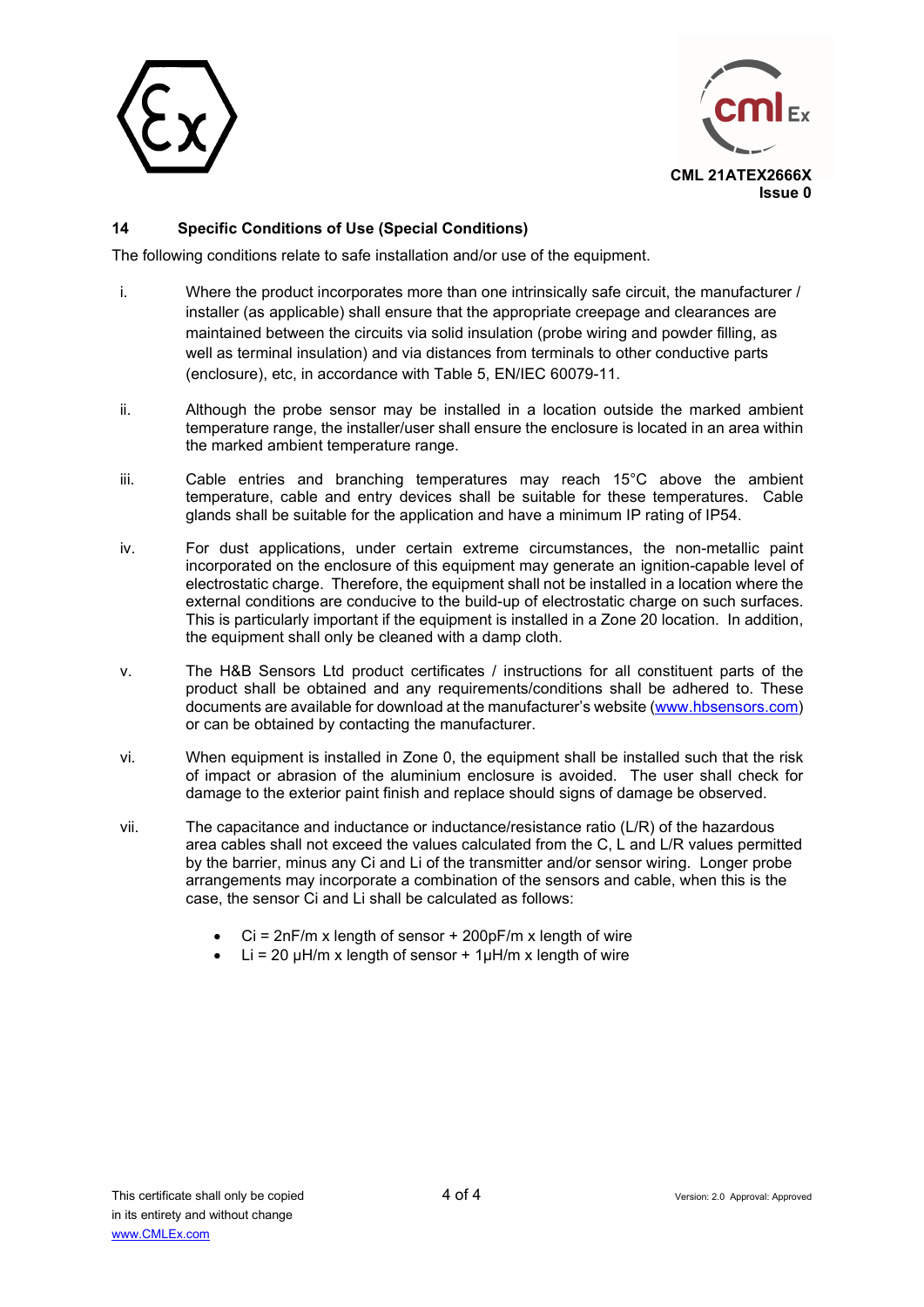CML 21ATEX2666X
Issue 0

## 14 Specific Conditions of Use (Special Conditions)

The following conditions relate to safe installation and/or use of the equipment.

i. Where the product incorporates more than one intrinsically safe circuit, the manufacturer / installer (as applicable) shall ensure that the appropriate creepage and clearances are maintained between the circuits via solid insulation (probe wiring and powder filling, as well as terminal insulation) and via distances from terminals to other conductive parts (enclosure), etc, in accordance with Table 5, EN/IEC 60079-11.

ii. Although the probe sensor may be installed in a location outside the marked ambient temperature range, the installer/user shall ensure the enclosure is located in an area within the marked ambient temperature range.

iii. Cable entries and branching temperatures may reach 15°C above the ambient temperature, cable and entry devices shall be suitable for these temperatures. Cable glands shall be suitable for the application and have a minimum IP rating of IP54.

iv. For dust applications, under certain extreme circumstances, the non-metallic paint incorporated on the enclosure of this equipment may generate an ignition-capable level of electrostatic charge. Therefore, the equipment shall not be installed in a location where the external conditions are conducive to the build-up of electrostatic charge on such surfaces. This is particularly important if the equipment is installed in a Zone 20 location. In addition, the equipment shall only be cleaned with a damp cloth.

v. The H&B Sensors Ltd product certificates / instructions for all constituent parts of the product shall be obtained and any requirements/conditions shall be adhered to. These documents are available for download at the manufacturer's website (www.hbsensors.com) or can be obtained by contacting the manufacturer.

vi. When equipment is installed in Zone 0, the equipment shall be installed such that the risk of impact or abrasion of the aluminium enclosure is avoided. The user shall check for damage to the exterior paint finish and replace should signs of damage be observed.

vii. The capacitance and inductance or inductance/resistance ratio (L/R) of the hazardous area cables shall not exceed the values calculated from the C, L and L/R values permitted by the barrier, minus any Ci and Li of the transmitter and/or sensor wiring. Longer probe arrangements may incorporate a combination of the sensors and cable, when this is the case, the sensor Ci and Li shall be calculated as follows:

- Ci = 2nF/m x length of sensor + 200pF/m x length of wire
- Li = 20 μH/m x length of sensor + 1μH/m x length of wire

This certificate shall only be copied in its entirety and without change
www.CMLEx.com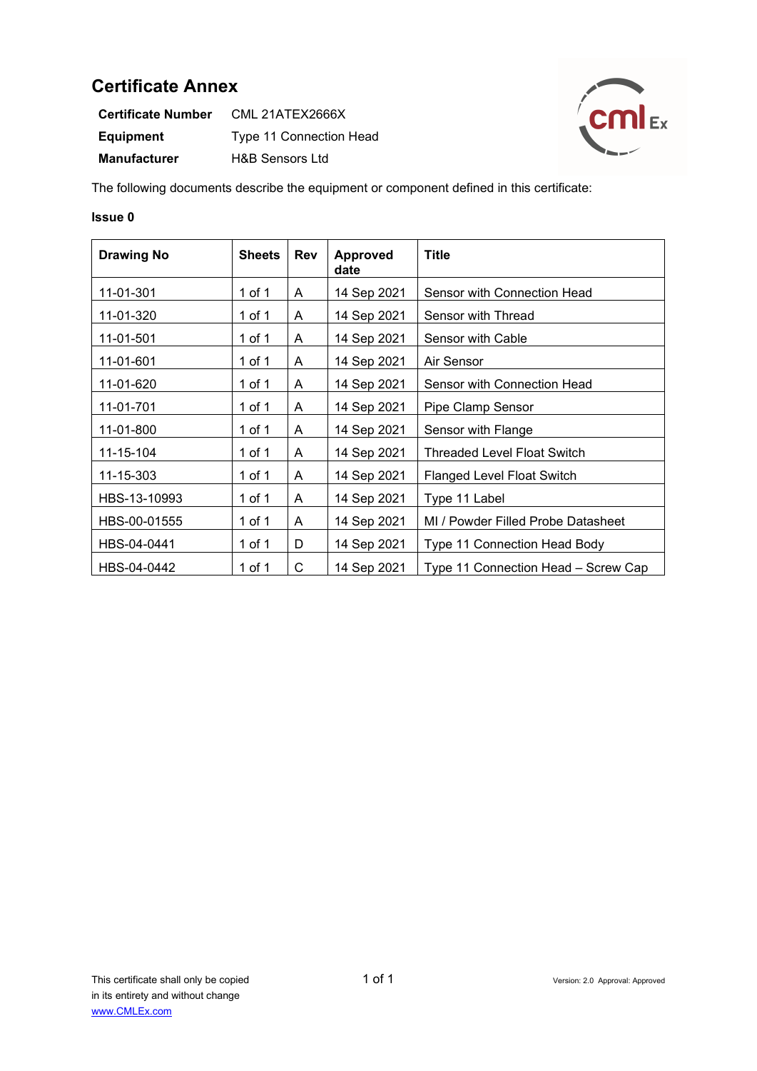# Certificate Annex

| | |
|---|---|
| **Certificate Number** | CML 21ATEX2666X |
| **Equipment** | Type 11 Connection Head |
| **Manufacturer** | H&B Sensors Ltd |

The following documents describe the equipment or component defined in this certificate:

**Issue 0**

| Drawing No | Sheets | Rev | Approved date | Title |
|---|---|---|---|---|
| 11-01-301 | 1 of 1 | A | 14 Sep 2021 | Sensor with Connection Head |
| 11-01-320 | 1 of 1 | A | 14 Sep 2021 | Sensor with Thread |
| 11-01-501 | 1 of 1 | A | 14 Sep 2021 | Sensor with Cable |
| 11-01-601 | 1 of 1 | A | 14 Sep 2021 | Air Sensor |
| 11-01-620 | 1 of 1 | A | 14 Sep 2021 | Sensor with Connection Head |
| 11-01-701 | 1 of 1 | A | 14 Sep 2021 | Pipe Clamp Sensor |
| 11-01-800 | 1 of 1 | A | 14 Sep 2021 | Sensor with Flange |
| 11-15-104 | 1 of 1 | A | 14 Sep 2021 | Threaded Level Float Switch |
| 11-15-303 | 1 of 1 | A | 14 Sep 2021 | Flanged Level Float Switch |
| HBS-13-10993 | 1 of 1 | A | 14 Sep 2021 | Type 11 Label |
| HBS-00-01555 | 1 of 1 | A | 14 Sep 2021 | MI / Powder Filled Probe Datasheet |
| HBS-04-0441 | 1 of 1 | D | 14 Sep 2021 | Type 11 Connection Head Body |
| HBS-04-0442 | 1 of 1 | C | 14 Sep 2021 | Type 11 Connection Head – Screw Cap |

This certificate shall only be copied in its entirety and without change
www.CMLEx.com

Version: 2.0 Approval: Approved